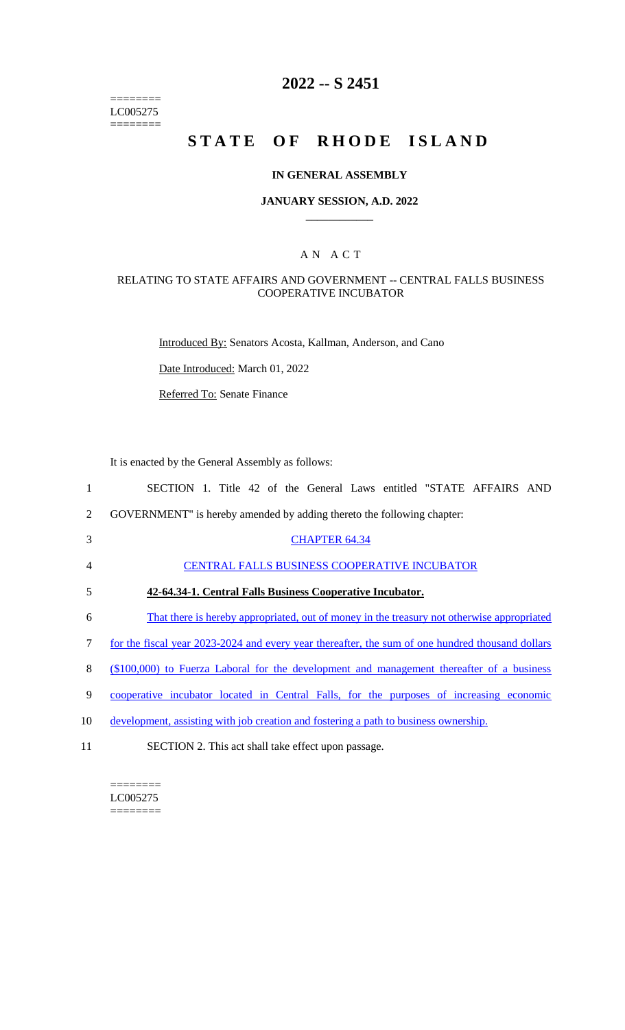========
LC005275
========

# 2022 -- S 2451

# STATE OF RHODE ISLAND

## IN GENERAL ASSEMBLY

### JANUARY SESSION, A.D. 2022

### A N A C T

RELATING TO STATE AFFAIRS AND GOVERNMENT -- CENTRAL FALLS BUSINESS COOPERATIVE INCUBATOR

Introduced By: Senators Acosta, Kallman, Anderson, and Cano

Date Introduced: March 01, 2022

Referred To: Senate Finance

It is enacted by the General Assembly as follows:

1 SECTION 1. Title 42 of the General Laws entitled "STATE AFFAIRS AND
2 GOVERNMENT" is hereby amended by adding thereto the following chapter:

3 CHAPTER 64.34

4 CENTRAL FALLS BUSINESS COOPERATIVE INCUBATOR

5 **42-64.34-1. Central Falls Business Cooperative Incubator.**

6 That there is hereby appropriated, out of money in the treasury not otherwise appropriated
7 for the fiscal year 2023-2024 and every year thereafter, the sum of one hundred thousand dollars
8 ($100,000) to Fuerza Laboral for the development and management thereafter of a business
9 cooperative incubator located in Central Falls, for the purposes of increasing economic
10 development, assisting with job creation and fostering a path to business ownership.

11 SECTION 2. This act shall take effect upon passage.

========
LC005275
========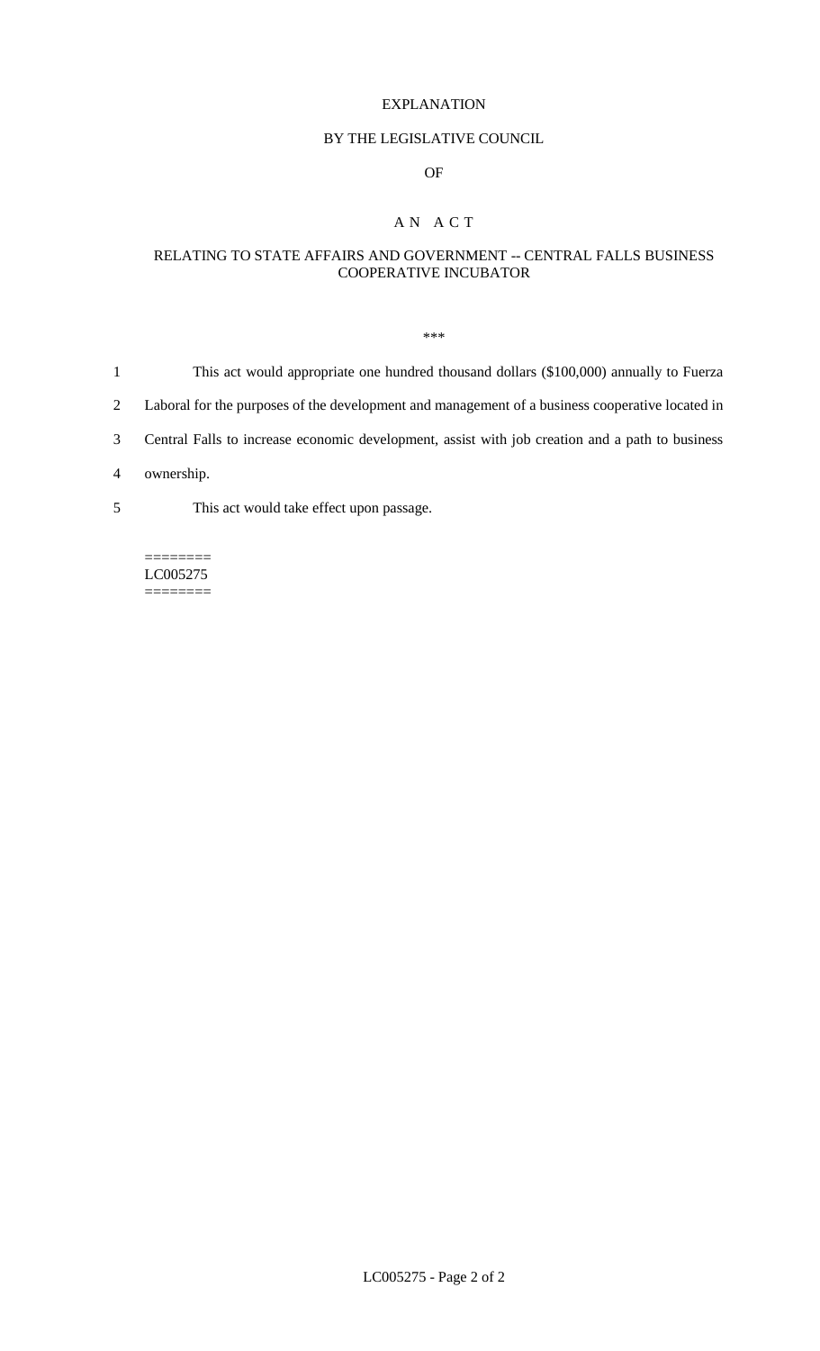EXPLANATION

BY THE LEGISLATIVE COUNCIL

OF

A N A C T

RELATING TO STATE AFFAIRS AND GOVERNMENT -- CENTRAL FALLS BUSINESS COOPERATIVE INCUBATOR

\*\*\*

1 This act would appropriate one hundred thousand dollars ($100,000) annually to Fuerza
2 Laboral for the purposes of the development and management of a business cooperative located in
3 Central Falls to increase economic development, assist with job creation and a path to business
4 ownership.
5 This act would take effect upon passage.

========
LC005275
========